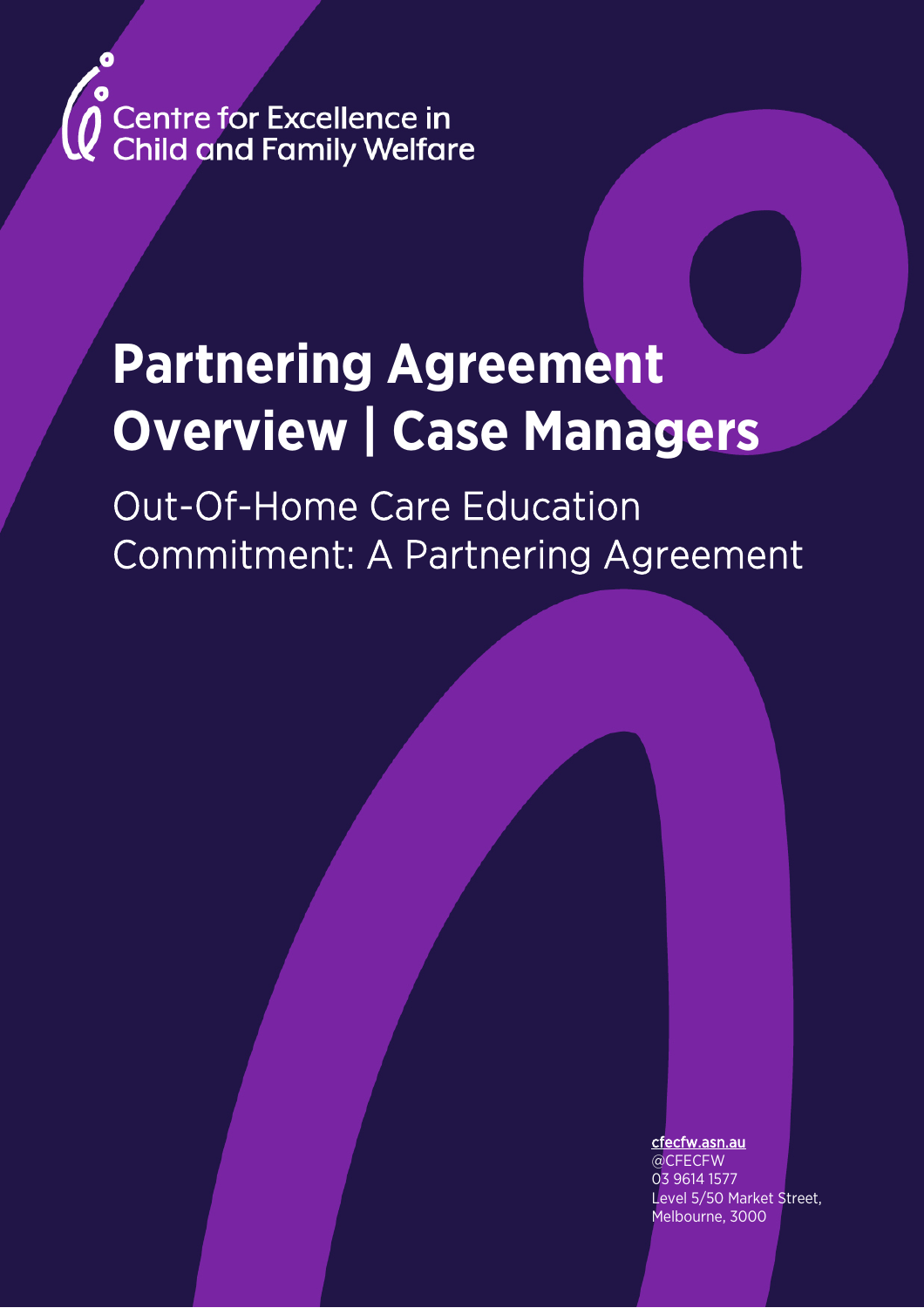Centre for Excellence in Child and Family Welfare

# Partnering Agreement Overview | Case Managers

## Out-Of-Home Care Education Commitment: A Partnering Agreement

cfecfw.asn.au
@CFECFW
03 9614 1577
Level 5/50 Market Street,
Melbourne, 3000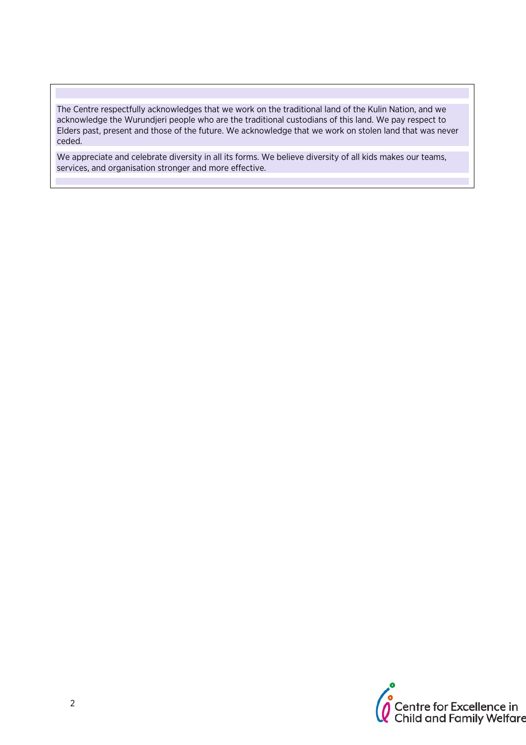The Centre respectfully acknowledges that we work on the traditional land of the Kulin Nation, and we acknowledge the Wurundjeri people who are the traditional custodians of this land. We pay respect to Elders past, present and those of the future. We acknowledge that we work on stolen land that was never ceded.

We appreciate and celebrate diversity in all its forms. We believe diversity of all kids makes our teams, services, and organisation stronger and more effective.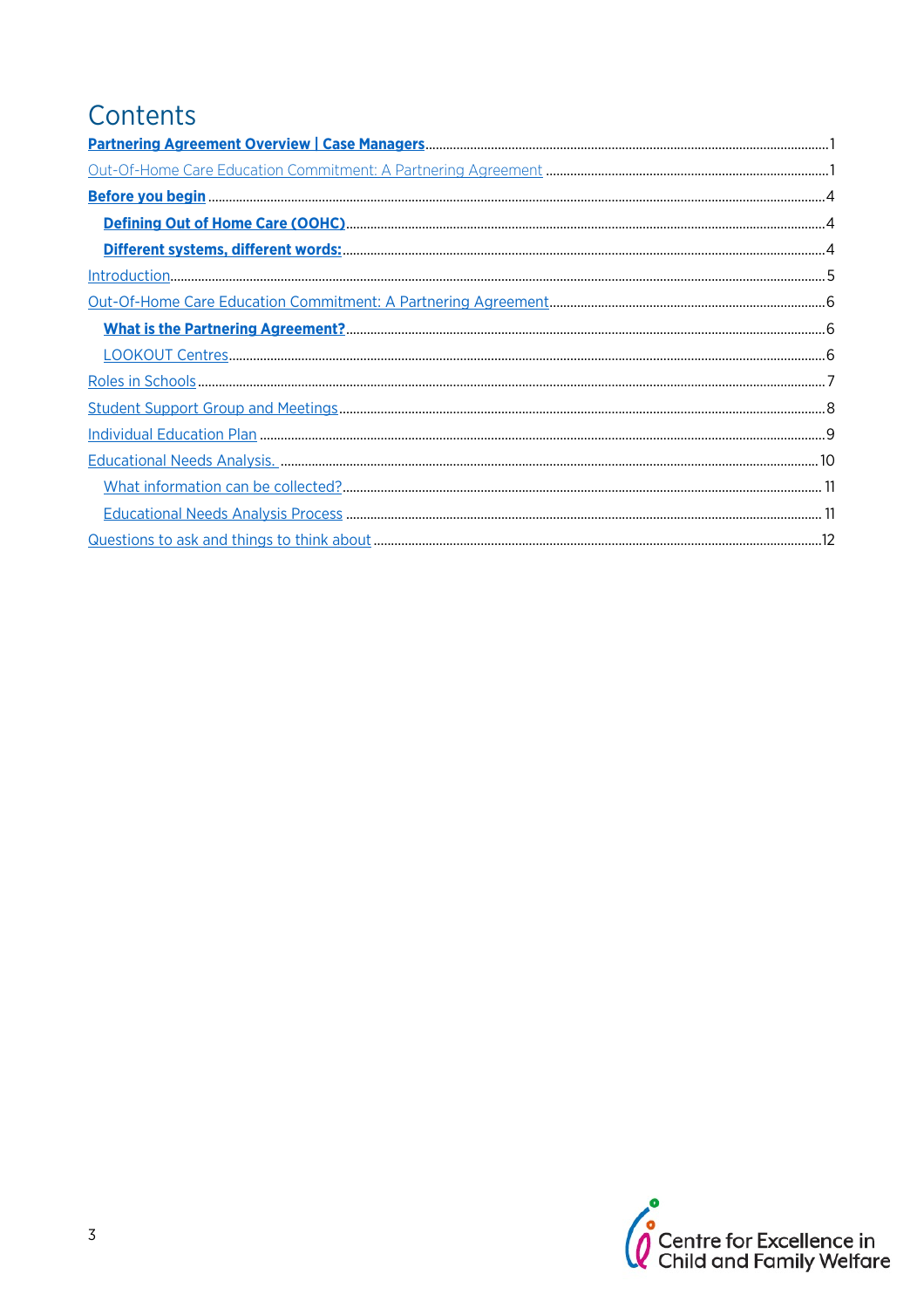# Contents

- **Partnering Agreement Overview | Case Managers** ..... 1
- Out-Of-Home Care Education Commitment: A Partnering Agreement ..... 1
- **Before you begin** ..... 4
  - **Defining Out of Home Care (OOHC)** ..... 4
  - **Different systems, different words:** ..... 4
- Introduction ..... 5
- Out-Of-Home Care Education Commitment: A Partnering Agreement ..... 6
  - **What is the Partnering Agreement?** ..... 6
  - LOOKOUT Centres ..... 6
- Roles in Schools ..... 7
- Student Support Group and Meetings ..... 8
- Individual Education Plan ..... 9
- Educational Needs Analysis. ..... 10
  - What information can be collected? ..... 11
  - Educational Needs Analysis Process ..... 11
- Questions to ask and things to think about ..... 12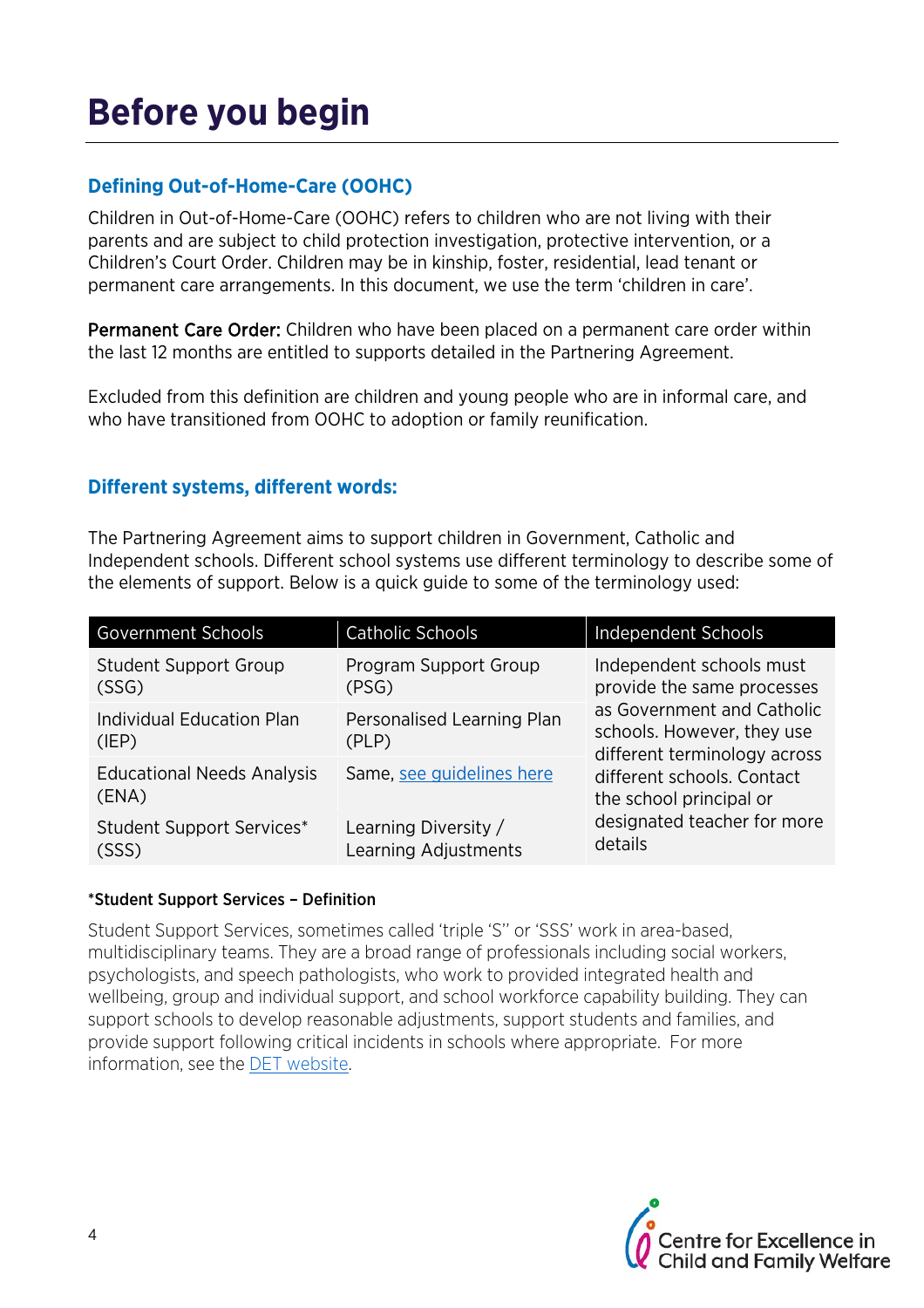# Before you begin

## Defining Out-of-Home-Care (OOHC)

Children in Out-of-Home-Care (OOHC) refers to children who are not living with their parents and are subject to child protection investigation, protective intervention, or a Children's Court Order. Children may be in kinship, foster, residential, lead tenant or permanent care arrangements. In this document, we use the term 'children in care'.

**Permanent Care Order:** Children who have been placed on a permanent care order within the last 12 months are entitled to supports detailed in the Partnering Agreement.

Excluded from this definition are children and young people who are in informal care, and who have transitioned from OOHC to adoption or family reunification.

## Different systems, different words:

The Partnering Agreement aims to support children in Government, Catholic and Independent schools. Different school systems use different terminology to describe some of the elements of support. Below is a quick guide to some of the terminology used:

| Government Schools | Catholic Schools | Independent Schools |
|---|---|---|
| Student Support Group (SSG) | Program Support Group (PSG) | Independent schools must provide the same processes as Government and Catholic schools. However, they use different terminology across different schools. Contact the school principal or designated teacher for more details |
| Individual Education Plan (IEP) | Personalised Learning Plan (PLP) | |
| Educational Needs Analysis (ENA) | Same, [see guidelines here]() | |
| Student Support Services* (SSS) | Learning Diversity / Learning Adjustments | |

**\*Student Support Services – Definition**

Student Support Services, sometimes called 'triple 'S'' or 'SSS' work in area-based, multidisciplinary teams. They are a broad range of professionals including social workers, psychologists, and speech pathologists, who work to provided integrated health and wellbeing, group and individual support, and school workforce capability building. They can support schools to develop reasonable adjustments, support students and families, and provide support following critical incidents in schools where appropriate. For more information, see the [DET website]().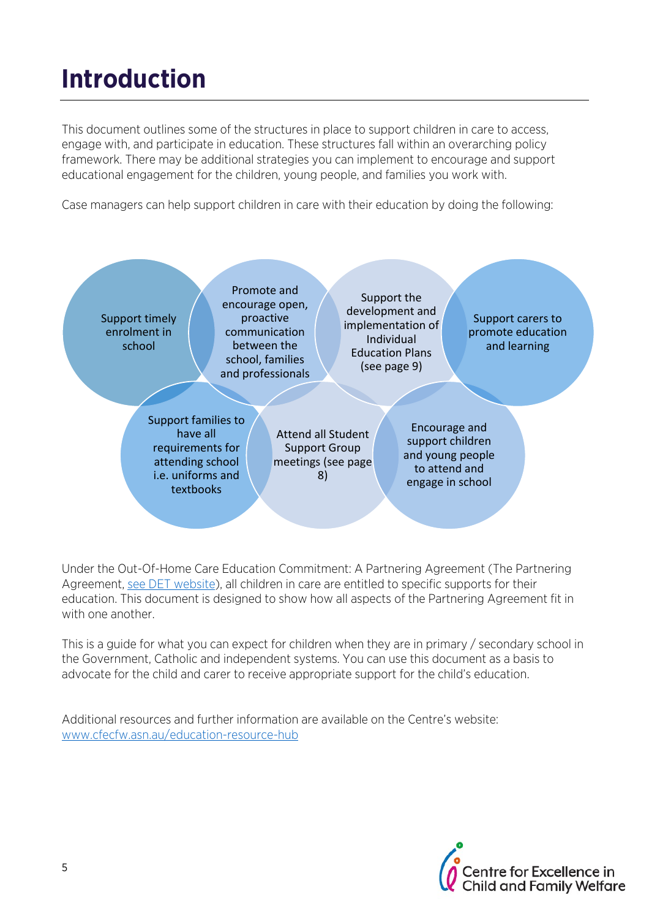# Introduction

This document outlines some of the structures in place to support children in care to access, engage with, and participate in education. These structures fall within an overarching policy framework. There may be additional strategies you can implement to encourage and support educational engagement for the children, young people, and families you work with.

Case managers can help support children in care with their education by doing the following:

- Support timely enrolment in school
- Promote and encourage open, proactive communication between the school, families and professionals
- Support the development and implementation of Individual Education Plans (see page 9)
- Support carers to promote education and learning
- Support families to have all requirements for attending school i.e. uniforms and textbooks
- Attend all Student Support Group meetings (see page 8)
- Encourage and support children and young people to attend and engage in school

Under the Out-Of-Home Care Education Commitment: A Partnering Agreement (The Partnering Agreement, see DET website), all children in care are entitled to specific supports for their education. This document is designed to show how all aspects of the Partnering Agreement fit in with one another.

This is a guide for what you can expect for children when they are in primary / secondary school in the Government, Catholic and independent systems. You can use this document as a basis to advocate for the child and carer to receive appropriate support for the child's education.

Additional resources and further information are available on the Centre's website: www.cfecfw.asn.au/education-resource-hub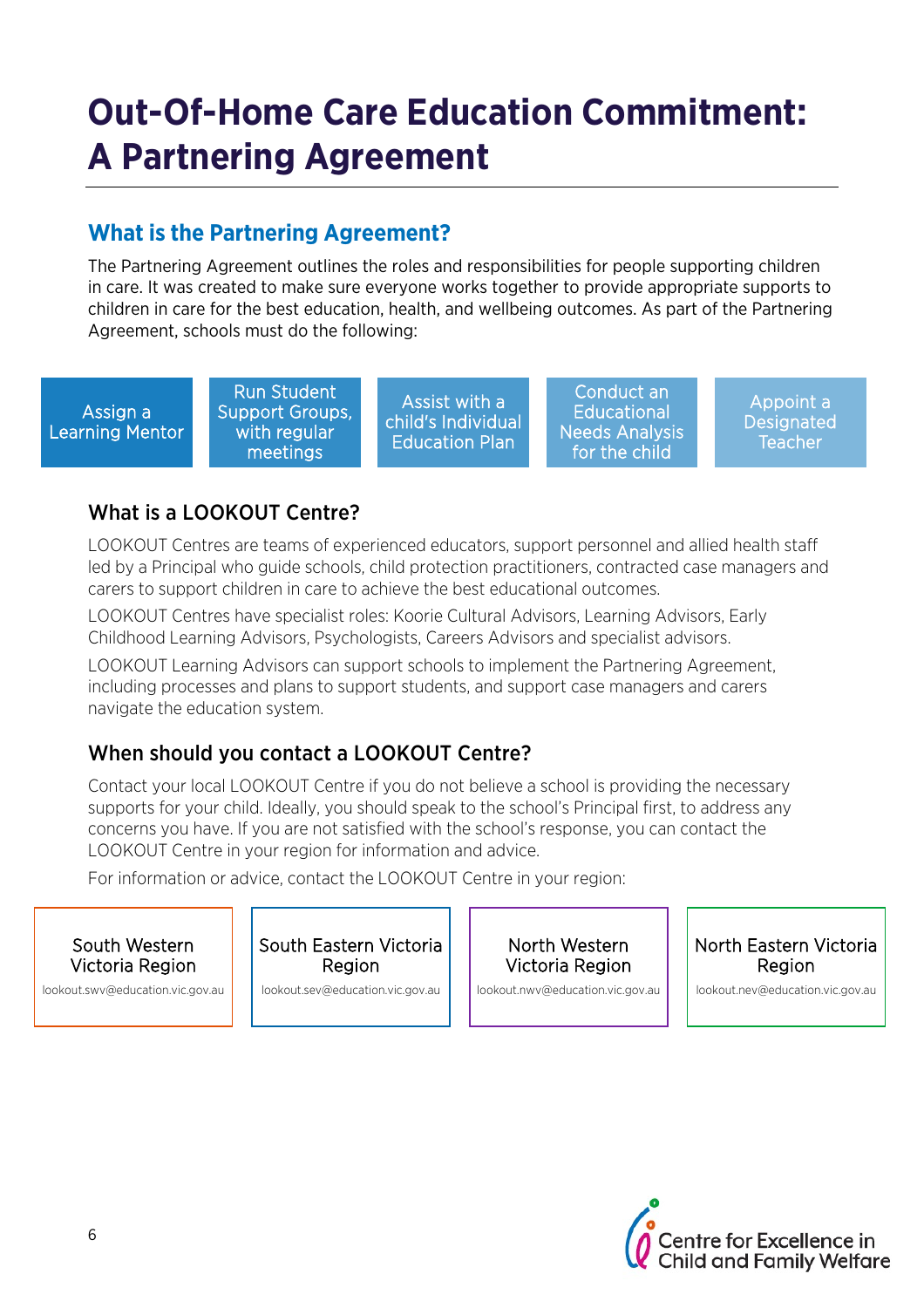# Out-Of-Home Care Education Commitment: A Partnering Agreement

## What is the Partnering Agreement?

The Partnering Agreement outlines the roles and responsibilities for people supporting children in care. It was created to make sure everyone works together to provide appropriate supports to children in care for the best education, health, and wellbeing outcomes. As part of the Partnering Agreement, schools must do the following:

- Assign a Learning Mentor
- Run Student Support Groups, with regular meetings
- Assist with a child's Individual Education Plan
- Conduct an Educational Needs Analysis for the child
- Appoint a Designated Teacher

### What is a LOOKOUT Centre?

LOOKOUT Centres are teams of experienced educators, support personnel and allied health staff led by a Principal who guide schools, child protection practitioners, contracted case managers and carers to support children in care to achieve the best educational outcomes.

LOOKOUT Centres have specialist roles: Koorie Cultural Advisors, Learning Advisors, Early Childhood Learning Advisors, Psychologists, Careers Advisors and specialist advisors.

LOOKOUT Learning Advisors can support schools to implement the Partnering Agreement, including processes and plans to support students, and support case managers and carers navigate the education system.

### When should you contact a LOOKOUT Centre?

Contact your local LOOKOUT Centre if you do not believe a school is providing the necessary supports for your child. Ideally, you should speak to the school's Principal first, to address any concerns you have. If you are not satisfied with the school's response, you can contact the LOOKOUT Centre in your region for information and advice.

For information or advice, contact the LOOKOUT Centre in your region:

- **South Western Victoria Region** – lookout.swv@education.vic.gov.au
- **South Eastern Victoria Region** – lookout.sev@education.vic.gov.au
- **North Western Victoria Region** – lookout.nwv@education.vic.gov.au
- **North Eastern Victoria Region** – lookout.nev@education.vic.gov.au

Centre for Excellence in Child and Family Welfare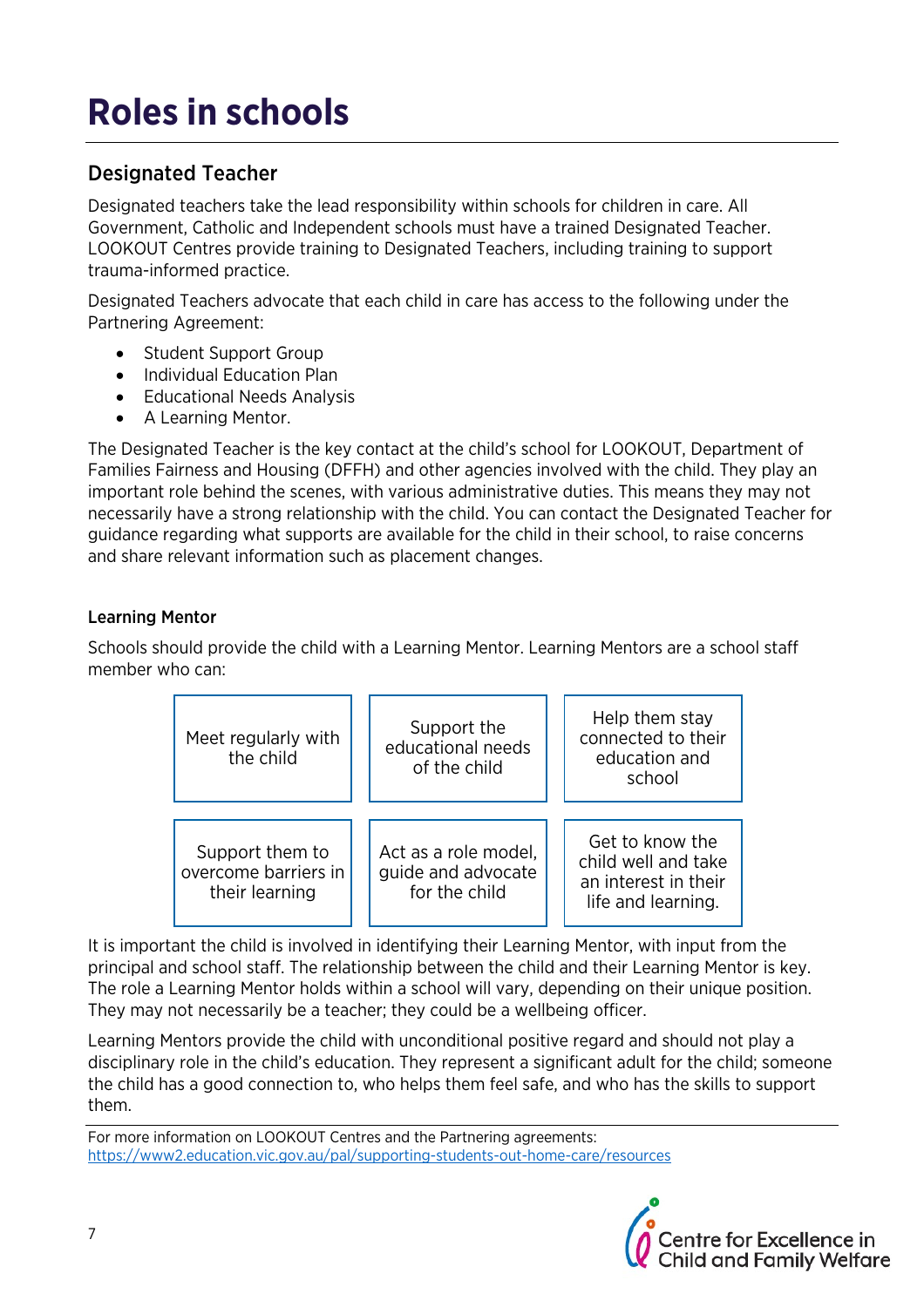# Roles in schools

## Designated Teacher

Designated teachers take the lead responsibility within schools for children in care. All Government, Catholic and Independent schools must have a trained Designated Teacher. LOOKOUT Centres provide training to Designated Teachers, including training to support trauma-informed practice.

Designated Teachers advocate that each child in care has access to the following under the Partnering Agreement:

- Student Support Group
- Individual Education Plan
- Educational Needs Analysis
- A Learning Mentor.

The Designated Teacher is the key contact at the child's school for LOOKOUT, Department of Families Fairness and Housing (DFFH) and other agencies involved with the child. They play an important role behind the scenes, with various administrative duties. This means they may not necessarily have a strong relationship with the child. You can contact the Designated Teacher for guidance regarding what supports are available for the child in their school, to raise concerns and share relevant information such as placement changes.

### Learning Mentor

Schools should provide the child with a Learning Mentor. Learning Mentors are a school staff member who can:

- Meet regularly with the child
- Support the educational needs of the child
- Help them stay connected to their education and school
- Support them to overcome barriers in their learning
- Act as a role model, guide and advocate for the child
- Get to know the child well and take an interest in their life and learning.

It is important the child is involved in identifying their Learning Mentor, with input from the principal and school staff. The relationship between the child and their Learning Mentor is key. The role a Learning Mentor holds within a school will vary, depending on their unique position. They may not necessarily be a teacher; they could be a wellbeing officer.

Learning Mentors provide the child with unconditional positive regard and should not play a disciplinary role in the child's education. They represent a significant adult for the child; someone the child has a good connection to, who helps them feel safe, and who has the skills to support them.

For more information on LOOKOUT Centres and the Partnering agreements: https://www2.education.vic.gov.au/pal/supporting-students-out-home-care/resources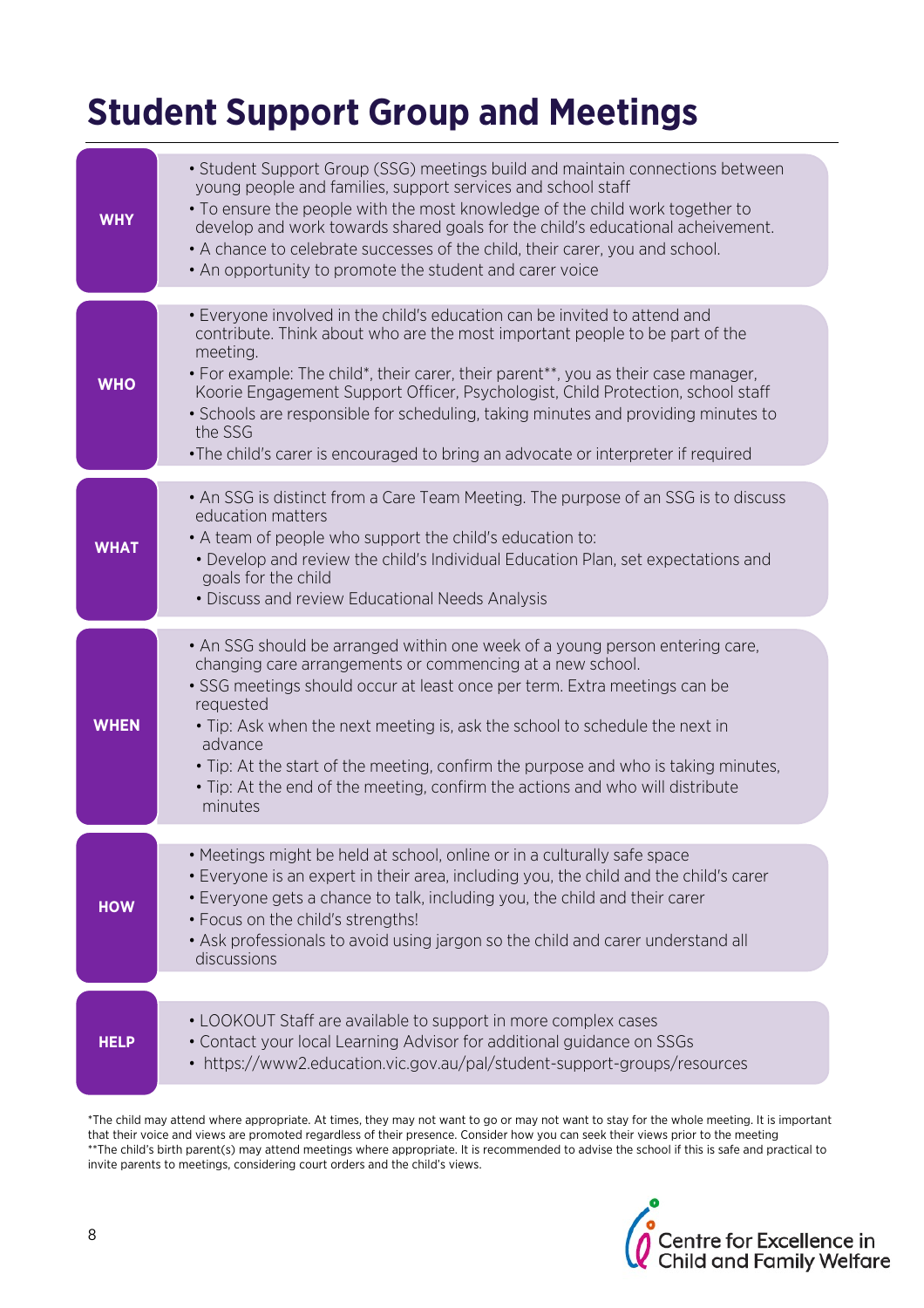# Student Support Group and Meetings

### WHY

- Student Support Group (SSG) meetings build and maintain connections between young people and families, support services and school staff
- To ensure the people with the most knowledge of the child work together to develop and work towards shared goals for the child's educational acheivement.
- A chance to celebrate successes of the child, their carer, you and school.
- An opportunity to promote the student and carer voice

### WHO

- Everyone involved in the child's education can be invited to attend and contribute. Think about who are the most important people to be part of the meeting.
- For example: The child*, their carer, their parent**, you as their case manager, Koorie Engagement Support Officer, Psychologist, Child Protection, school staff
- Schools are responsible for scheduling, taking minutes and providing minutes to the SSG
- The child's carer is encouraged to bring an advocate or interpreter if required

### WHAT

- An SSG is distinct from a Care Team Meeting. The purpose of an SSG is to discuss education matters
- A team of people who support the child's education to:
  - Develop and review the child's Individual Education Plan, set expectations and goals for the child
  - Discuss and review Educational Needs Analysis

### WHEN

- An SSG should be arranged within one week of a young person entering care, changing care arrangements or commencing at a new school.
- SSG meetings should occur at least once per term. Extra meetings can be requested
  - Tip: Ask when the next meeting is, ask the school to schedule the next in advance
  - Tip: At the start of the meeting, confirm the purpose and who is taking minutes,
  - Tip: At the end of the meeting, confirm the actions and who will distribute minutes

### HOW

- Meetings might be held at school, online or in a culturally safe space
- Everyone is an expert in their area, including you, the child and the child's carer
- Everyone gets a chance to talk, including you, the child and their carer
- Focus on the child's strengths!
- Ask professionals to avoid using jargon so the child and carer understand all discussions

### HELP

- LOOKOUT Staff are available to support in more complex cases
- Contact your local Learning Advisor for additional guidance on SSGs
- https://www2.education.vic.gov.au/pal/student-support-groups/resources

*The child may attend where appropriate. At times, they may not want to go or may not want to stay for the whole meeting. It is important that their voice and views are promoted regardless of their presence. Consider how you can seek their views prior to the meeting

**The child's birth parent(s) may attend meetings where appropriate. It is recommended to advise the school if this is safe and practical to invite parents to meetings, considering court orders and the child's views.

Centre for Excellence in Child and Family Welfare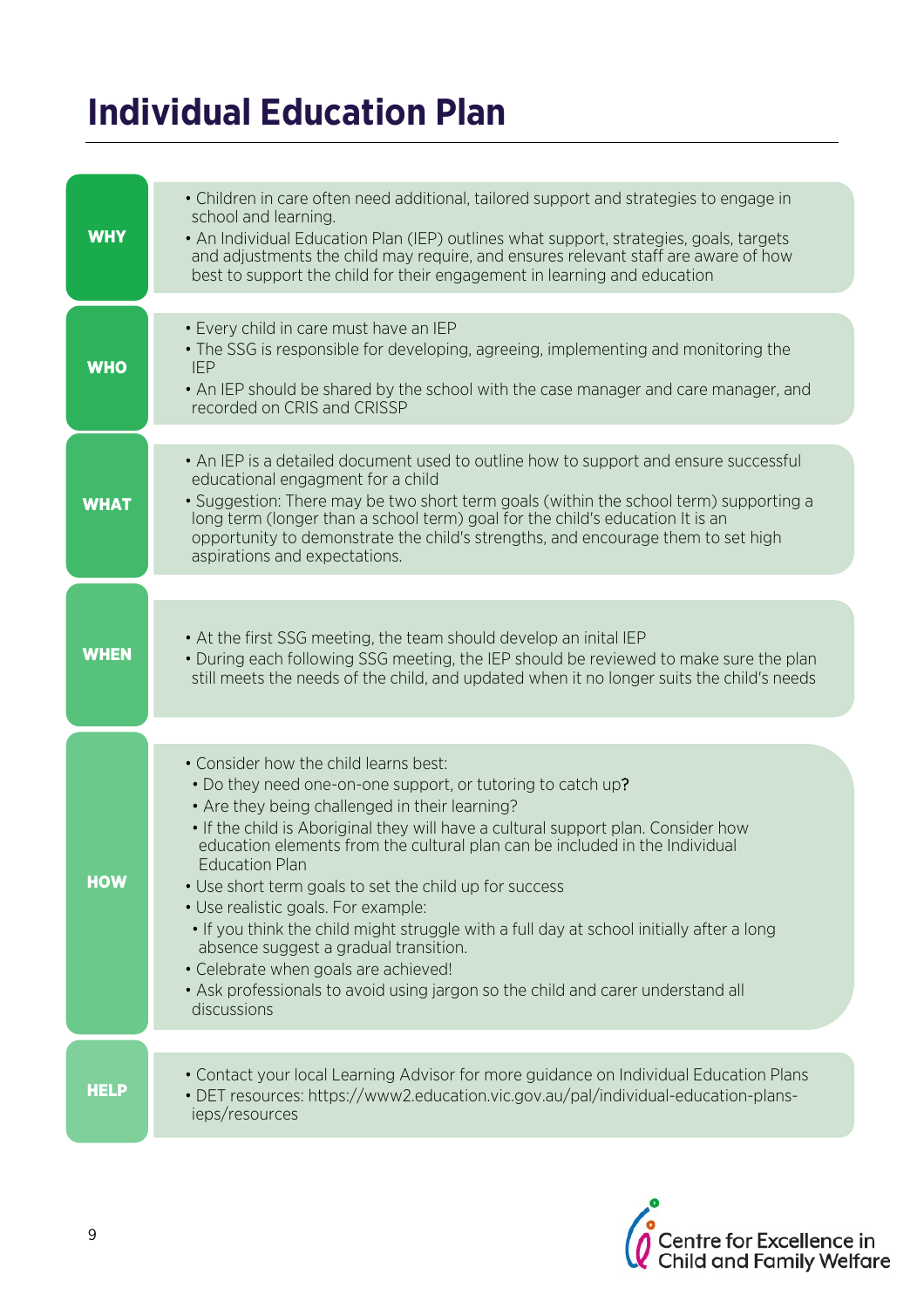# Individual Education Plan

## WHY

- Children in care often need additional, tailored support and strategies to engage in school and learning.
- An Individual Education Plan (IEP) outlines what support, strategies, goals, targets and adjustments the child may require, and ensures relevant staff are aware of how best to support the child for their engagement in learning and education

## WHO

- Every child in care must have an IEP
- The SSG is responsible for developing, agreeing, implementing and monitoring the IEP
- An IEP should be shared by the school with the case manager and care manager, and recorded on CRIS and CRISSP

## WHAT

- An IEP is a detailed document used to outline how to support and ensure successful educational engagment for a child
- Suggestion: There may be two short term goals (within the school term) supporting a long term (longer than a school term) goal for the child's education It is an opportunity to demonstrate the child's strengths, and encourage them to set high aspirations and expectations.

## WHEN

- At the first SSG meeting, the team should develop an inital IEP
- During each following SSG meeting, the IEP should be reviewed to make sure the plan still meets the needs of the child, and updated when it no longer suits the child's needs

## HOW

- Consider how the child learns best:
  - Do they need one-on-one support, or tutoring to catch up?
  - Are they being challenged in their learning?
  - If the child is Aboriginal they will have a cultural support plan. Consider how education elements from the cultural plan can be included in the Individual Education Plan
- Use short term goals to set the child up for success
- Use realistic goals. For example:
  - If you think the child might struggle with a full day at school initially after a long absence suggest a gradual transition.
- Celebrate when goals are achieved!
- Ask professionals to avoid using jargon so the child and carer understand all discussions

## HELP

- Contact your local Learning Advisor for more guidance on Individual Education Plans
- DET resources: https://www2.education.vic.gov.au/pal/individual-education-plans-ieps/resources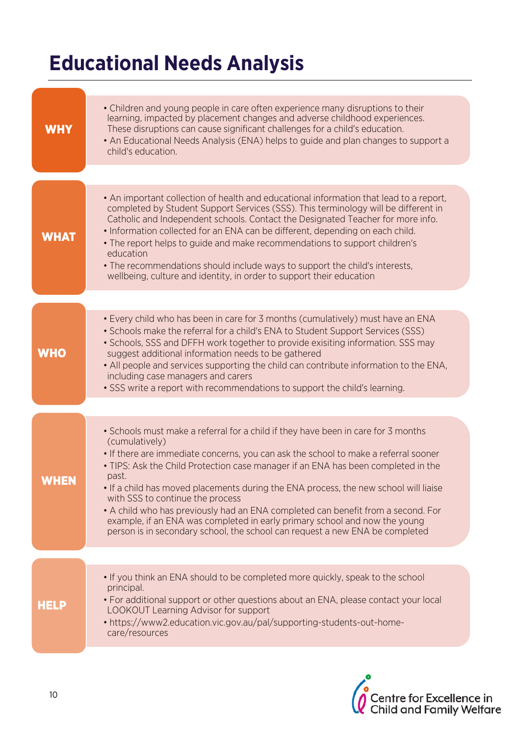# Educational Needs Analysis

## WHY

- Children and young people in care often experience many disruptions to their learning, impacted by placement changes and adverse childhood experiences. These disruptions can cause significant challenges for a child's education.
- An Educational Needs Analysis (ENA) helps to guide and plan changes to support a child's education.

## WHAT

- An important collection of health and educational information that lead to a report, completed by Student Support Services (SSS). This terminology will be different in Catholic and Independent schools. Contact the Designated Teacher for more info.
- Information collected for an ENA can be different, depending on each child.
- The report helps to guide and make recommendations to support children's education
- The recommendations should include ways to support the child's interests, wellbeing, culture and identity, in order to support their education

## WHO

- Every child who has been in care for 3 months (cumulatively) must have an ENA
- Schools make the referral for a child's ENA to Student Support Services (SSS)
- Schools, SSS and DFFH work together to provide exisiting information. SSS may suggest additional information needs to be gathered
- All people and services supporting the child can contribute information to the ENA, including case managers and carers
- SSS write a report with recommendations to support the child's learning.

## WHEN

- Schools must make a referral for a child if they have been in care for 3 months (cumulatively)
- If there are immediate concerns, you can ask the school to make a referral sooner
- TIPS: Ask the Child Protection case manager if an ENA has been completed in the past.
- If a child has moved placements during the ENA process, the new school will liaise with SSS to continue the process
- A child who has previously had an ENA completed can benefit from a second. For example, if an ENA was completed in early primary school and now the young person is in secondary school, the school can request a new ENA be completed

## HELP

- If you think an ENA should to be completed more quickly, speak to the school principal.
- For additional support or other questions about an ENA, please contact your local LOOKOUT Learning Advisor for support
- https://www2.education.vic.gov.au/pal/supporting-students-out-home-care/resources

Centre for Excellence in Child and Family Welfare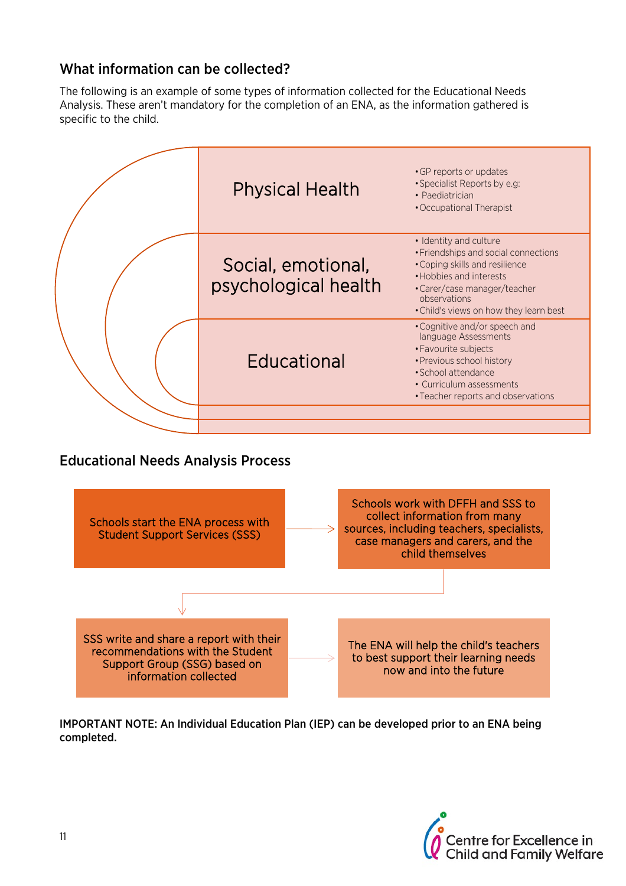## What information can be collected?

The following is an example of some types of information collected for the Educational Needs Analysis. These aren't mandatory for the completion of an ENA, as the information gathered is specific to the child.

| Category | Information |
|---|---|
| Physical Health | • GP reports or updates<br>• Specialist Reports by e.g:<br>• Paediatrician<br>• Occupational Therapist |
| Social, emotional, psychological health | • Identity and culture<br>• Friendships and social connections<br>• Coping skills and resilience<br>• Hobbies and interests<br>• Carer/case manager/teacher observations<br>• Child's views on how they learn best |
| Educational | • Cognitive and/or speech and language Assessments<br>• Favourite subjects<br>• Previous school history<br>• School attendance<br>• Curriculum assessments<br>• Teacher reports and observations |

## Educational Needs Analysis Process

1. Schools start the ENA process with Student Support Services (SSS)
2. Schools work with DFFH and SSS to collect information from many sources, including teachers, specialists, case managers and carers, and the child themselves
3. SSS write and share a report with their recommendations with the Student Support Group (SSG) based on information collected
4. The ENA will help the child's teachers to best support their learning needs now and into the future

**IMPORTANT NOTE: An Individual Education Plan (IEP) can be developed prior to an ENA being completed.**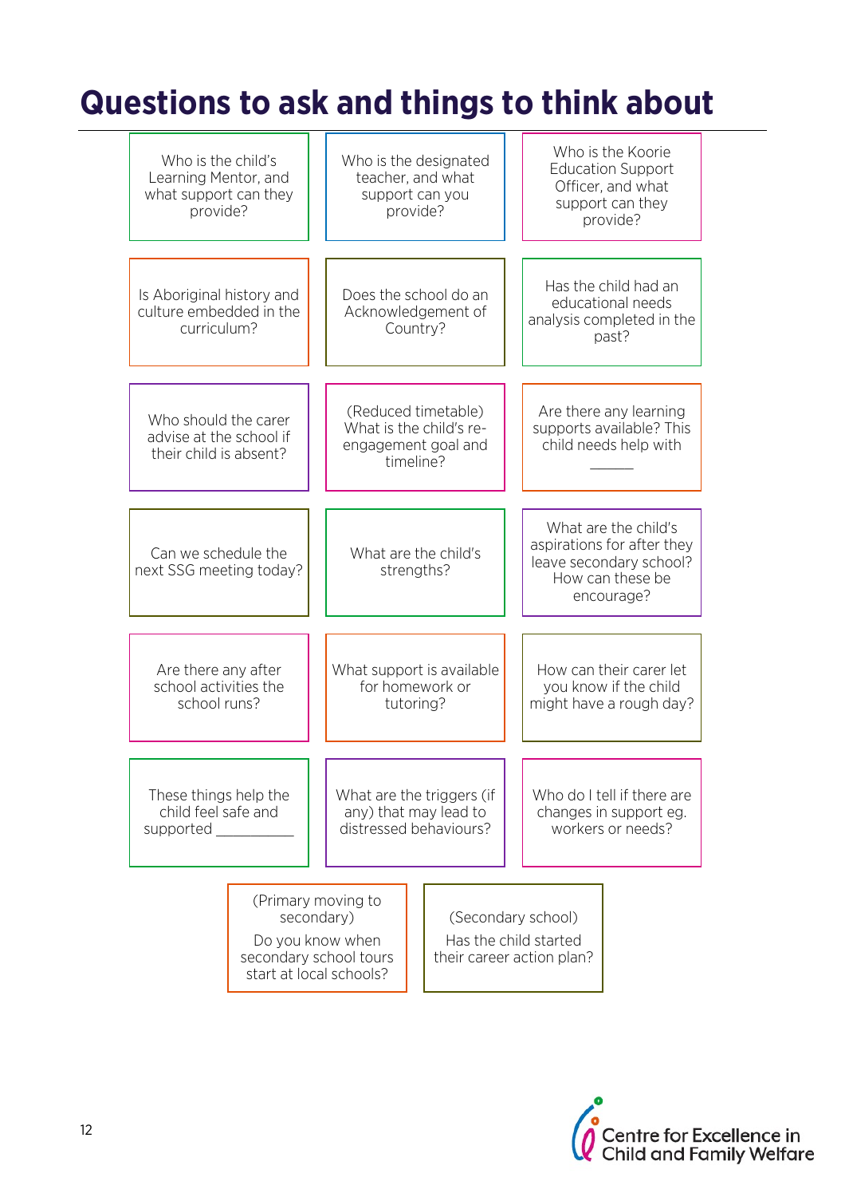# Questions to ask and things to think about

- Who is the child's Learning Mentor, and what support can they provide?
- Who is the designated teacher, and what support can you provide?
- Who is the Koorie Education Support Officer, and what support can they provide?
- Is Aboriginal history and culture embedded in the curriculum?
- Does the school do an Acknowledgement of Country?
- Has the child had an educational needs analysis completed in the past?
- Who should the carer advise at the school if their child is absent?
- (Reduced timetable) What is the child's re-engagement goal and timeline?
- Are there any learning supports available? This child needs help with ______
- Can we schedule the next SSG meeting today?
- What are the child's strengths?
- What are the child's aspirations for after they leave secondary school? How can these be encourage?
- Are there any after school activities the school runs?
- What support is available for homework or tutoring?
- How can their carer let you know if the child might have a rough day?
- These things help the child feel safe and supported __________
- What are the triggers (if any) that may lead to distressed behaviours?
- Who do I tell if there are changes in support eg. workers or needs?
- (Primary moving to secondary) Do you know when secondary school tours start at local schools?
- (Secondary school) Has the child started their career action plan?

Centre for Excellence in Child and Family Welfare